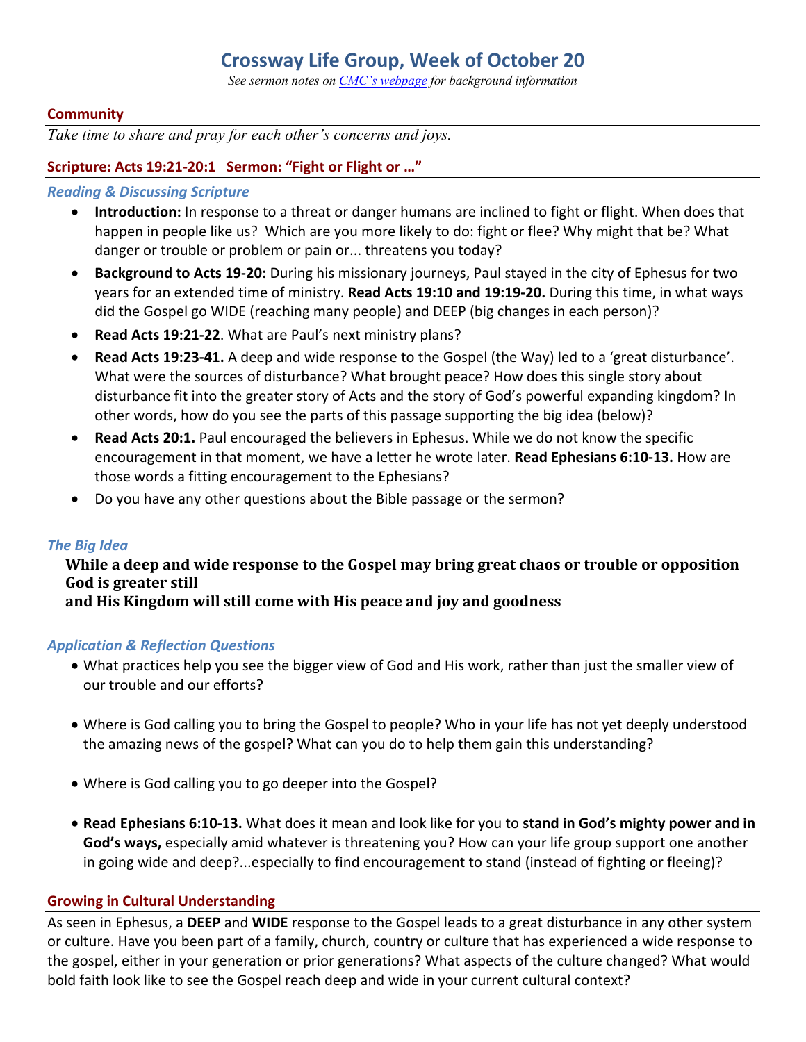# Crossway Life Group, Week of October 20

*See sermon notes on [CMC's webpage](#) for background information*

## Community

*Take time to share and pray for each other's concerns and joys.*

## Scripture: Acts 19:21-20:1   Sermon: "Fight or Flight or …"

### *Reading & Discussing Scripture*

- **Introduction:** In response to a threat or danger humans are inclined to fight or flight. When does that happen in people like us? Which are you more likely to do: fight or flee? Why might that be? What danger or trouble or problem or pain or... threatens you today?
- **Background to Acts 19-20:** During his missionary journeys, Paul stayed in the city of Ephesus for two years for an extended time of ministry. **Read Acts 19:10 and 19:19-20.** During this time, in what ways did the Gospel go WIDE (reaching many people) and DEEP (big changes in each person)?
- **Read Acts 19:21-22**. What are Paul's next ministry plans?
- **Read Acts 19:23-41.** A deep and wide response to the Gospel (the Way) led to a 'great disturbance'. What were the sources of disturbance? What brought peace? How does this single story about disturbance fit into the greater story of Acts and the story of God's powerful expanding kingdom? In other words, how do you see the parts of this passage supporting the big idea (below)?
- **Read Acts 20:1.** Paul encouraged the believers in Ephesus. While we do not know the specific encouragement in that moment, we have a letter he wrote later. **Read Ephesians 6:10-13.** How are those words a fitting encouragement to the Ephesians?
- Do you have any other questions about the Bible passage or the sermon?

### *The Big Idea*

**While a deep and wide response to the Gospel may bring great chaos or trouble or opposition God is greater still**
**and His Kingdom will still come with His peace and joy and goodness**

### *Application & Reflection Questions*

- What practices help you see the bigger view of God and His work, rather than just the smaller view of our trouble and our efforts?
- Where is God calling you to bring the Gospel to people? Who in your life has not yet deeply understood the amazing news of the gospel? What can you do to help them gain this understanding?
- Where is God calling you to go deeper into the Gospel?
- **Read Ephesians 6:10-13.** What does it mean and look like for you to **stand in God's mighty power and in God's ways,** especially amid whatever is threatening you? How can your life group support one another in going wide and deep?...especially to find encouragement to stand (instead of fighting or fleeing)?

## Growing in Cultural Understanding

As seen in Ephesus, a **DEEP** and **WIDE** response to the Gospel leads to a great disturbance in any other system or culture. Have you been part of a family, church, country or culture that has experienced a wide response to the gospel, either in your generation or prior generations? What aspects of the culture changed? What would bold faith look like to see the Gospel reach deep and wide in your current cultural context?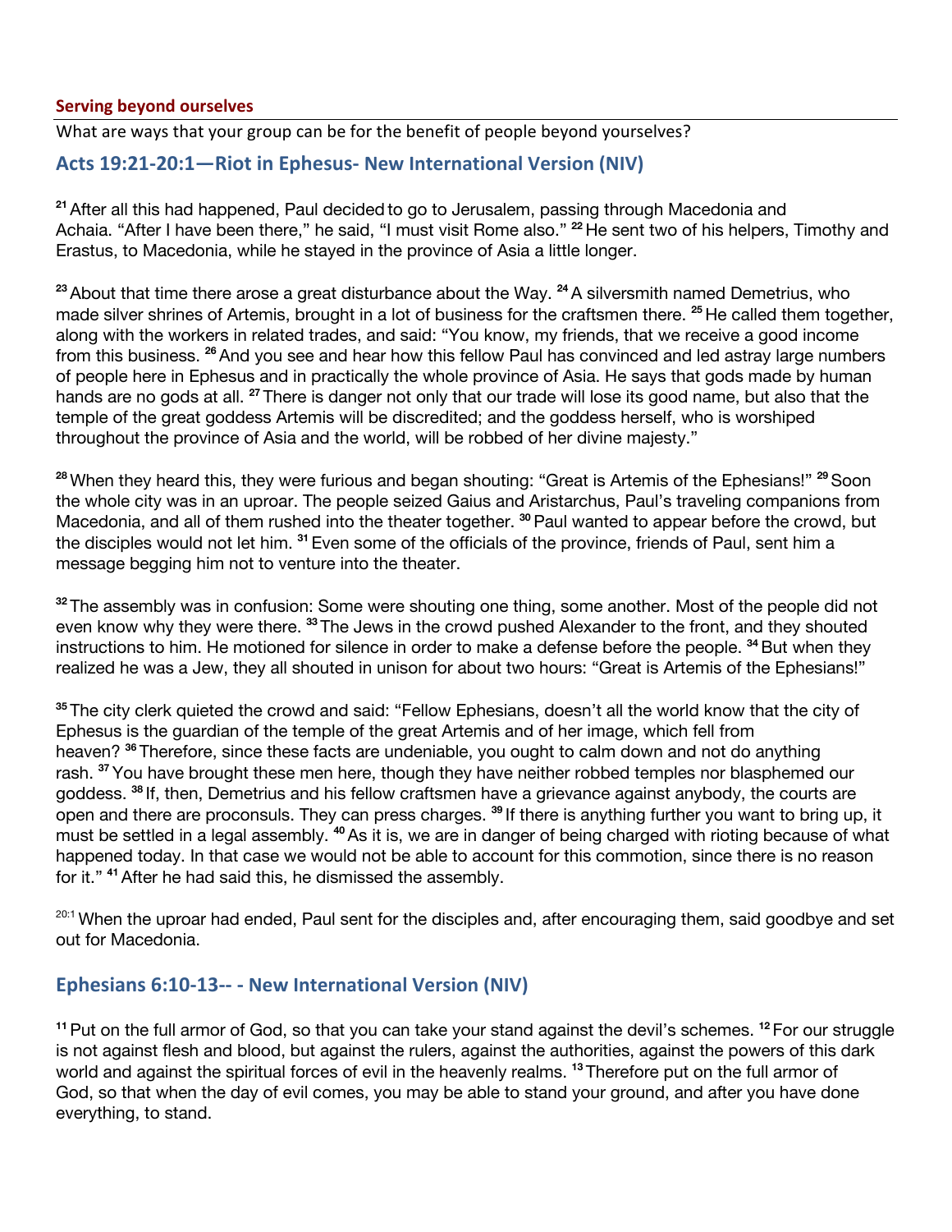**Serving beyond ourselves**

What are ways that your group can be for the benefit of people beyond yourselves?

## Acts 19:21-20:1—Riot in Ephesus- New International Version (NIV)

[21] After all this had happened, Paul decided to go to Jerusalem, passing through Macedonia and Achaia. "After I have been there," he said, "I must visit Rome also." [22] He sent two of his helpers, Timothy and Erastus, to Macedonia, while he stayed in the province of Asia a little longer.

[23] About that time there arose a great disturbance about the Way. [24] A silversmith named Demetrius, who made silver shrines of Artemis, brought in a lot of business for the craftsmen there. [25] He called them together, along with the workers in related trades, and said: "You know, my friends, that we receive a good income from this business. [26] And you see and hear how this fellow Paul has convinced and led astray large numbers of people here in Ephesus and in practically the whole province of Asia. He says that gods made by human hands are no gods at all. [27] There is danger not only that our trade will lose its good name, but also that the temple of the great goddess Artemis will be discredited; and the goddess herself, who is worshiped throughout the province of Asia and the world, will be robbed of her divine majesty."

[28] When they heard this, they were furious and began shouting: "Great is Artemis of the Ephesians!" [29] Soon the whole city was in an uproar. The people seized Gaius and Aristarchus, Paul's traveling companions from Macedonia, and all of them rushed into the theater together. [30] Paul wanted to appear before the crowd, but the disciples would not let him. [31] Even some of the officials of the province, friends of Paul, sent him a message begging him not to venture into the theater.

[32] The assembly was in confusion: Some were shouting one thing, some another. Most of the people did not even know why they were there. [33] The Jews in the crowd pushed Alexander to the front, and they shouted instructions to him. He motioned for silence in order to make a defense before the people. [34] But when they realized he was a Jew, they all shouted in unison for about two hours: "Great is Artemis of the Ephesians!"

[35] The city clerk quieted the crowd and said: "Fellow Ephesians, doesn't all the world know that the city of Ephesus is the guardian of the temple of the great Artemis and of her image, which fell from heaven? [36] Therefore, since these facts are undeniable, you ought to calm down and not do anything rash. [37] You have brought these men here, though they have neither robbed temples nor blasphemed our goddess. [38] If, then, Demetrius and his fellow craftsmen have a grievance against anybody, the courts are open and there are proconsuls. They can press charges. [39] If there is anything further you want to bring up, it must be settled in a legal assembly. [40] As it is, we are in danger of being charged with rioting because of what happened today. In that case we would not be able to account for this commotion, since there is no reason for it." [41] After he had said this, he dismissed the assembly.

[20:1] When the uproar had ended, Paul sent for the disciples and, after encouraging them, said goodbye and set out for Macedonia.

## Ephesians 6:10-13-- - New International Version (NIV)

[11] Put on the full armor of God, so that you can take your stand against the devil's schemes. [12] For our struggle is not against flesh and blood, but against the rulers, against the authorities, against the powers of this dark world and against the spiritual forces of evil in the heavenly realms. [13] Therefore put on the full armor of God, so that when the day of evil comes, you may be able to stand your ground, and after you have done everything, to stand.